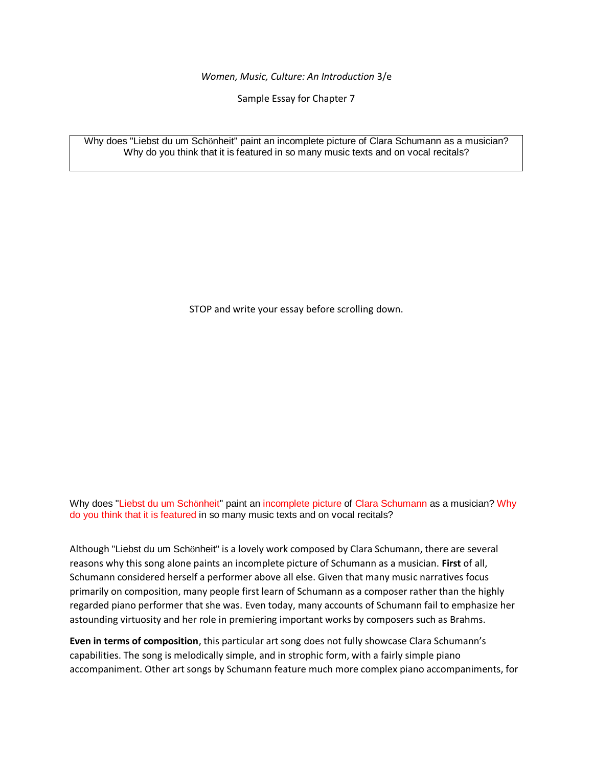*Women, Music, Culture: An Introduction* 3/e

Sample Essay for Chapter 7

Why does "Liebst du um Schönheit" paint an incomplete picture of Clara Schumann as a musician? Why do you think that it is featured in so many music texts and on vocal recitals?

STOP and write your essay before scrolling down.

Why does "Liebst du um Schönheit" paint an incomplete picture of Clara Schumann as a musician? Why do you think that it is featured in so many music texts and on vocal recitals?

Although "Liebst du um Schönheit" is a lovely work composed by Clara Schumann, there are several reasons why this song alone paints an incomplete picture of Schumann as a musician. **First** of all, Schumann considered herself a performer above all else. Given that many music narratives focus primarily on composition, many people first learn of Schumann as a composer rather than the highly regarded piano performer that she was. Even today, many accounts of Schumann fail to emphasize her astounding virtuosity and her role in premiering important works by composers such as Brahms.

**Even in terms of composition**, this particular art song does not fully showcase Clara Schumann's capabilities. The song is melodically simple, and in strophic form, with a fairly simple piano accompaniment. Other art songs by Schumann feature much more complex piano accompaniments, for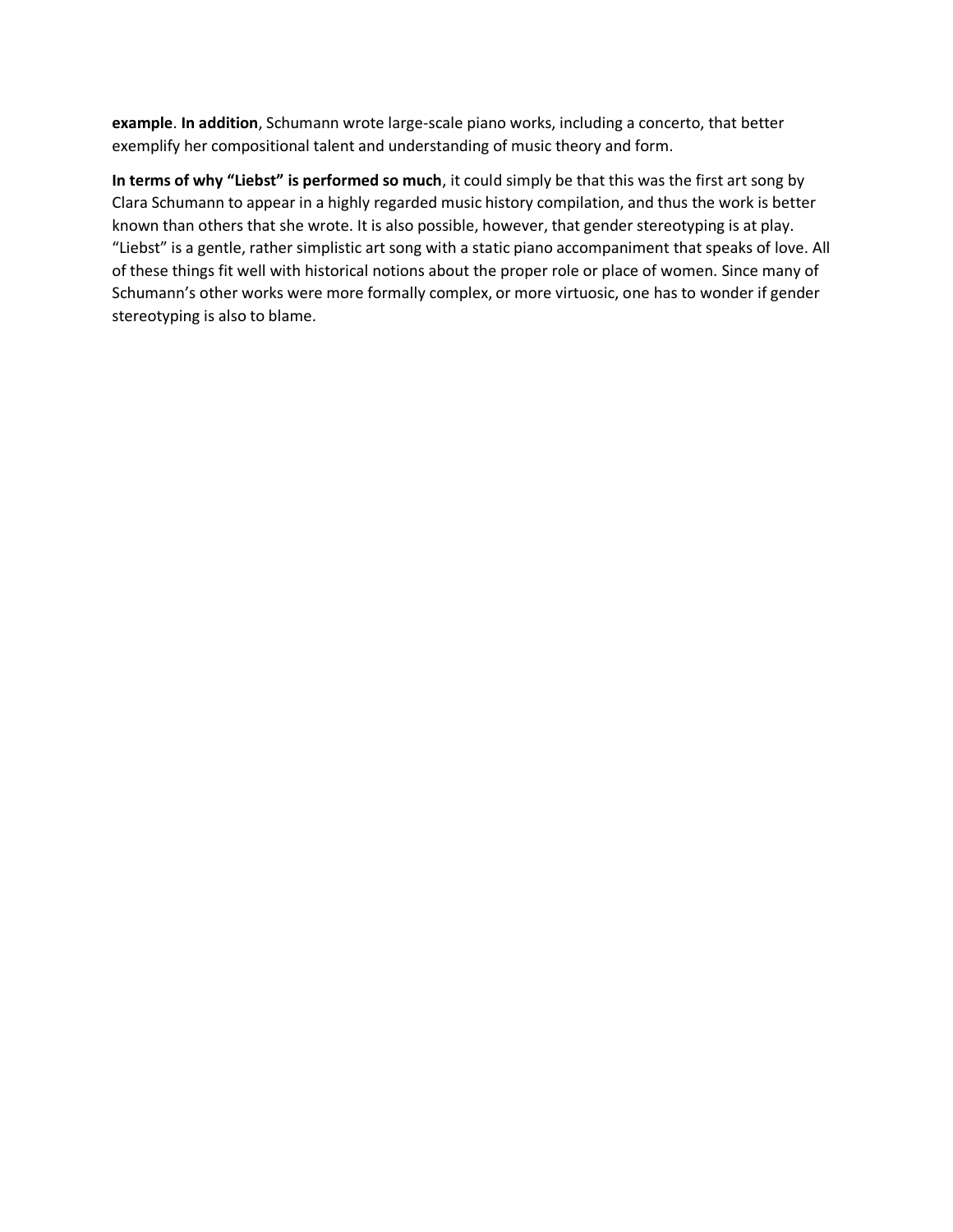**example**. **In addition**, Schumann wrote large-scale piano works, including a concerto, that better exemplify her compositional talent and understanding of music theory and form.

**In terms of why "Liebst" is performed so much**, it could simply be that this was the first art song by Clara Schumann to appear in a highly regarded music history compilation, and thus the work is better known than others that she wrote. It is also possible, however, that gender stereotyping is at play. "Liebst" is a gentle, rather simplistic art song with a static piano accompaniment that speaks of love. All of these things fit well with historical notions about the proper role or place of women. Since many of Schumann's other works were more formally complex, or more virtuosic, one has to wonder if gender stereotyping is also to blame.